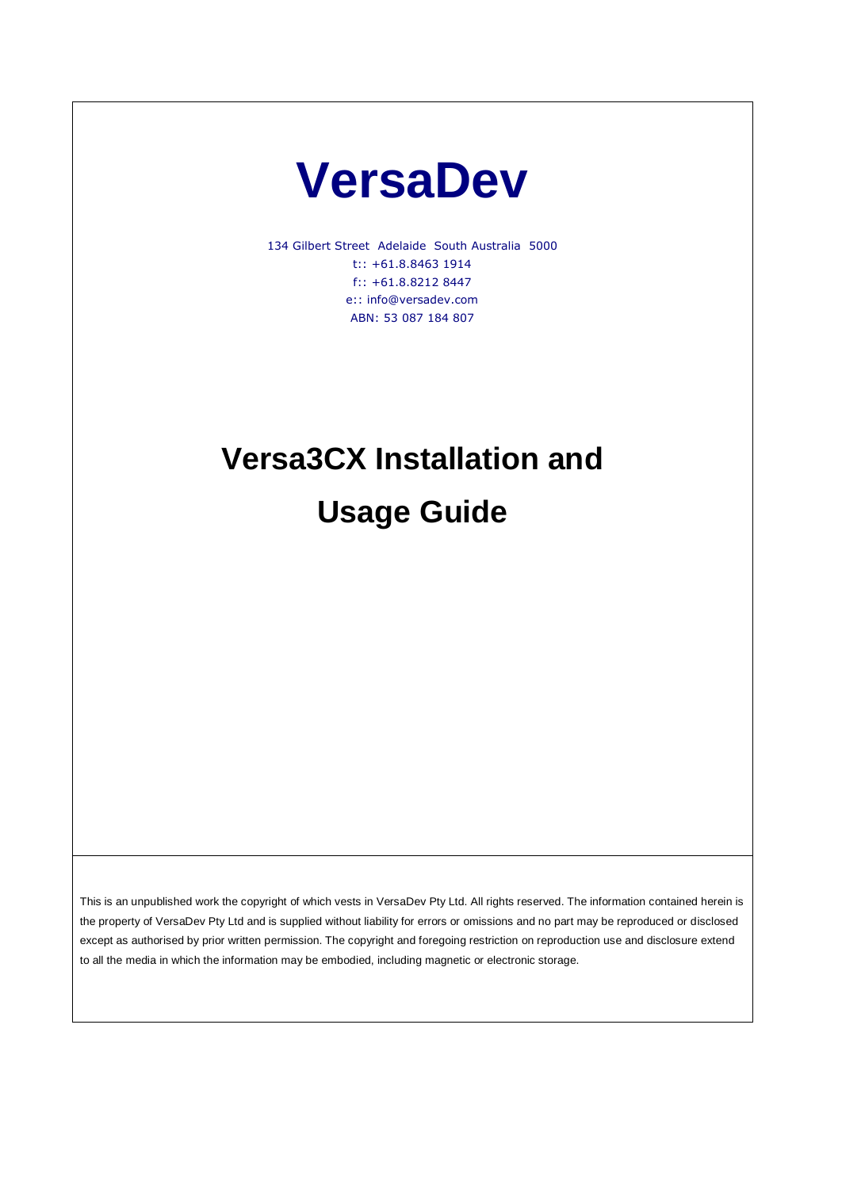# VersaDev

134 Gilbert Street Adelaide South Australia 5000
t:: +61.8.8463 1914
f:: +61.8.8212 8447
e:: info@versadev.com
ABN: 53 087 184 807

# Versa3CX Installation and Usage Guide

This is an unpublished work the copyright of which vests in VersaDev Pty Ltd. All rights reserved. The information contained herein is the property of VersaDev Pty Ltd and is supplied without liability for errors or omissions and no part may be reproduced or disclosed except as authorised by prior written permission. The copyright and foregoing restriction on reproduction use and disclosure extend to all the media in which the information may be embodied, including magnetic or electronic storage.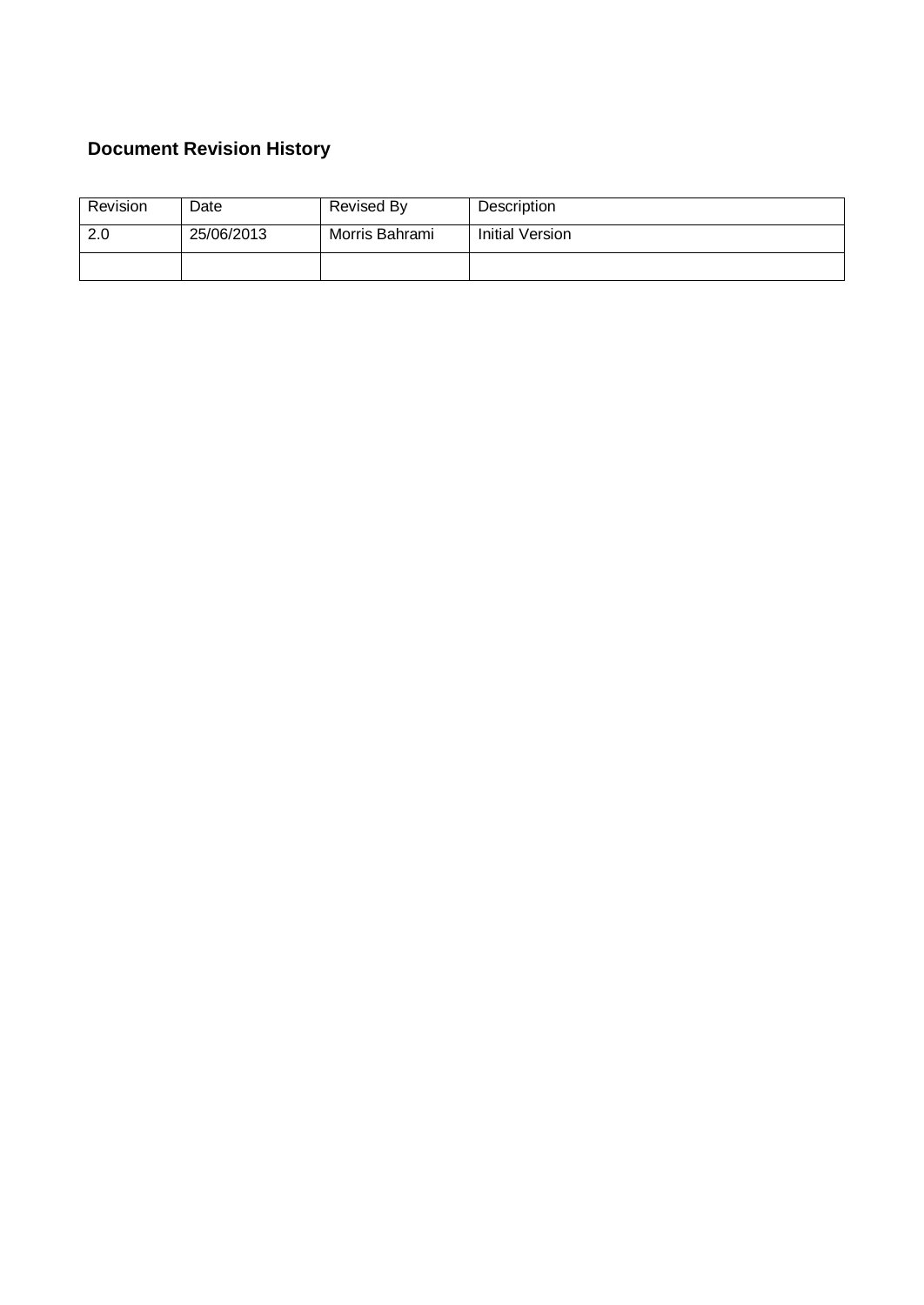### Document Revision History

| Revision | Date | Revised By | Description |
|---|---|---|---|
| 2.0 | 25/06/2013 | Morris Bahrami | Initial Version |
| | | | |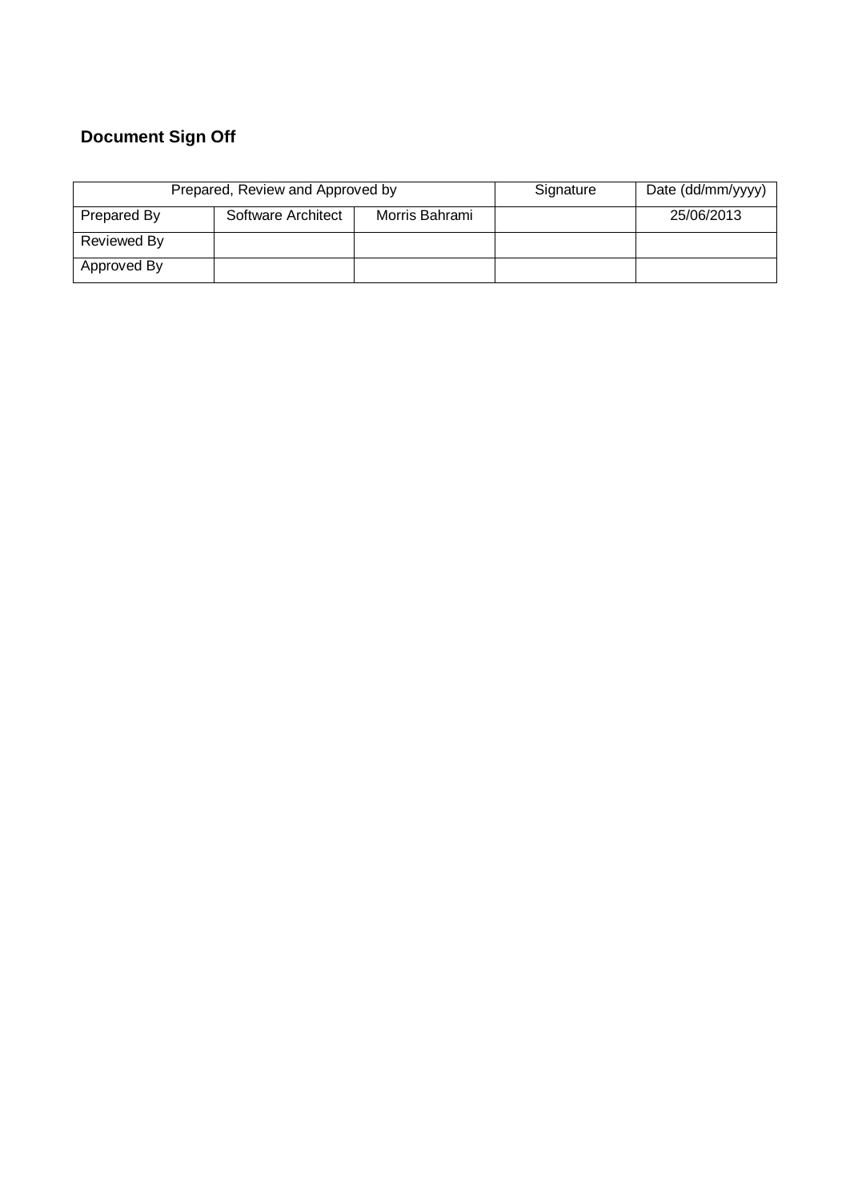## Document Sign Off

| Prepared, Review and Approved by | | | Signature | Date (dd/mm/yyyy) |
|---|---|---|---|---|
| Prepared By | Software Architect | Morris Bahrami | | 25/06/2013 |
| Reviewed By | | | | |
| Approved By | | | | |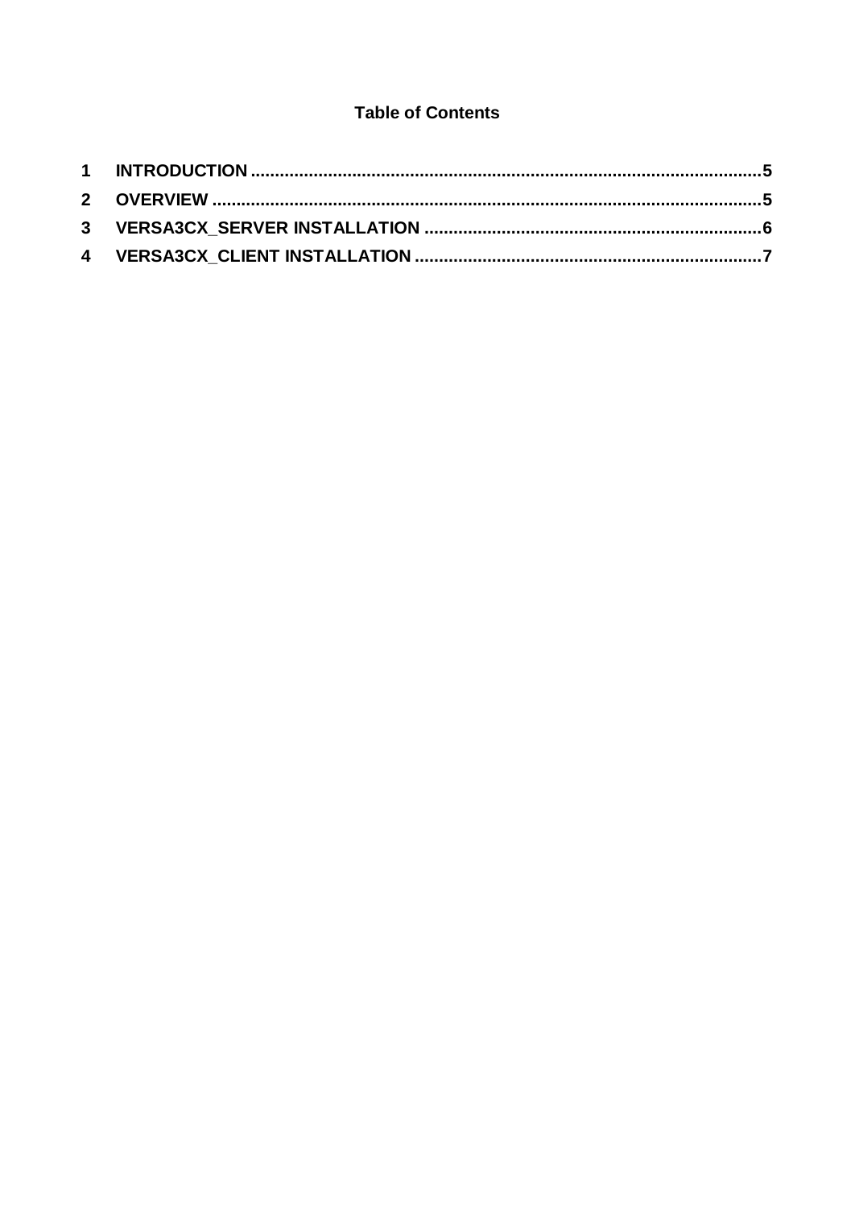**Table of Contents**

1 INTRODUCTION .......................................................................................................5

2 OVERVIEW ..............................................................................................................5

3 VERSA3CX_SERVER INSTALLATION ....................................................................6

4 VERSA3CX_CLIENT INSTALLATION ......................................................................7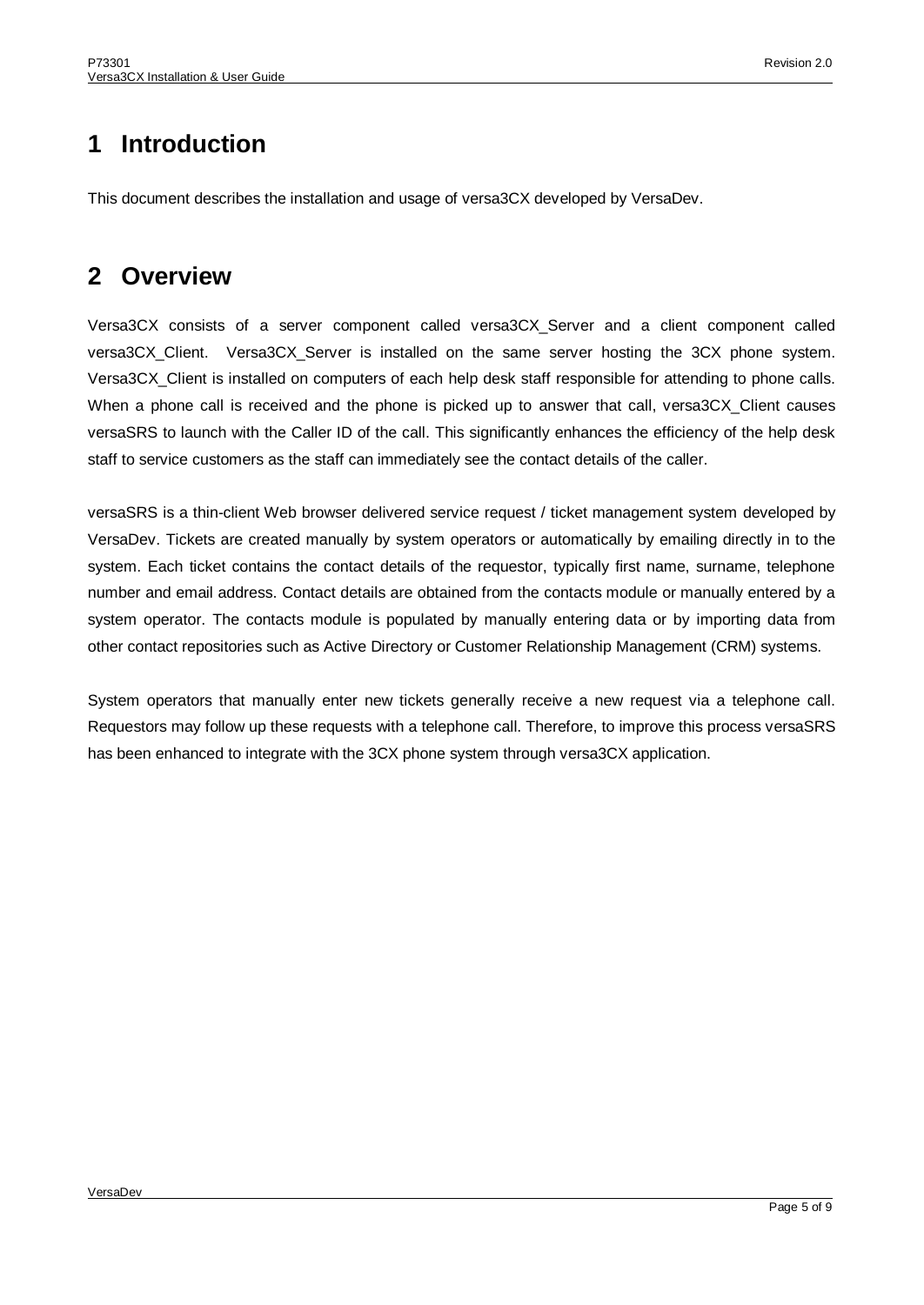# 1 Introduction

This document describes the installation and usage of versa3CX developed by VersaDev.

# 2 Overview

Versa3CX consists of a server component called versa3CX_Server and a client component called versa3CX_Client. Versa3CX_Server is installed on the same server hosting the 3CX phone system. Versa3CX_Client is installed on computers of each help desk staff responsible for attending to phone calls. When a phone call is received and the phone is picked up to answer that call, versa3CX_Client causes versaSRS to launch with the Caller ID of the call. This significantly enhances the efficiency of the help desk staff to service customers as the staff can immediately see the contact details of the caller.

versaSRS is a thin-client Web browser delivered service request / ticket management system developed by VersaDev. Tickets are created manually by system operators or automatically by emailing directly in to the system. Each ticket contains the contact details of the requestor, typically first name, surname, telephone number and email address. Contact details are obtained from the contacts module or manually entered by a system operator. The contacts module is populated by manually entering data or by importing data from other contact repositories such as Active Directory or Customer Relationship Management (CRM) systems.

System operators that manually enter new tickets generally receive a new request via a telephone call. Requestors may follow up these requests with a telephone call. Therefore, to improve this process versaSRS has been enhanced to integrate with the 3CX phone system through versa3CX application.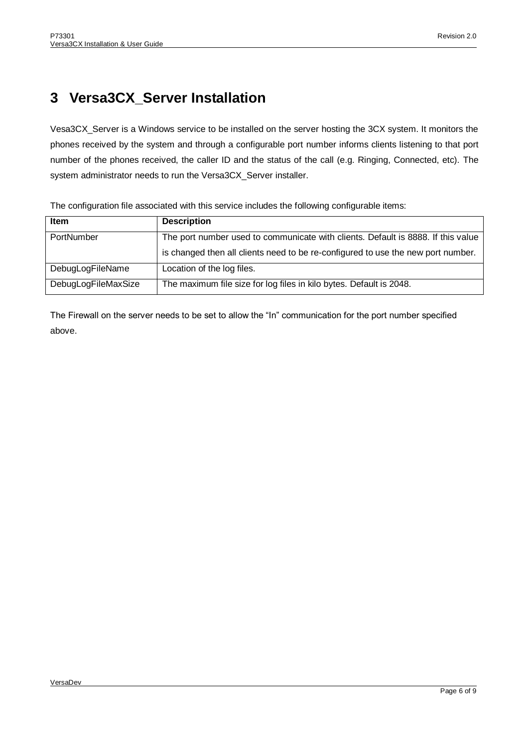# 3 Versa3CX_Server Installation

Vesa3CX_Server is a Windows service to be installed on the server hosting the 3CX system. It monitors the phones received by the system and through a configurable port number informs clients listening to that port number of the phones received, the caller ID and the status of the call (e.g. Ringing, Connected, etc). The system administrator needs to run the Versa3CX_Server installer.

The configuration file associated with this service includes the following configurable items:

| Item | Description |
|---|---|
| PortNumber | The port number used to communicate with clients. Default is 8888. If this value is changed then all clients need to be re-configured to use the new port number. |
| DebugLogFileName | Location of the log files. |
| DebugLogFileMaxSize | The maximum file size for log files in kilo bytes. Default is 2048. |

The Firewall on the server needs to be set to allow the "In" communication for the port number specified above.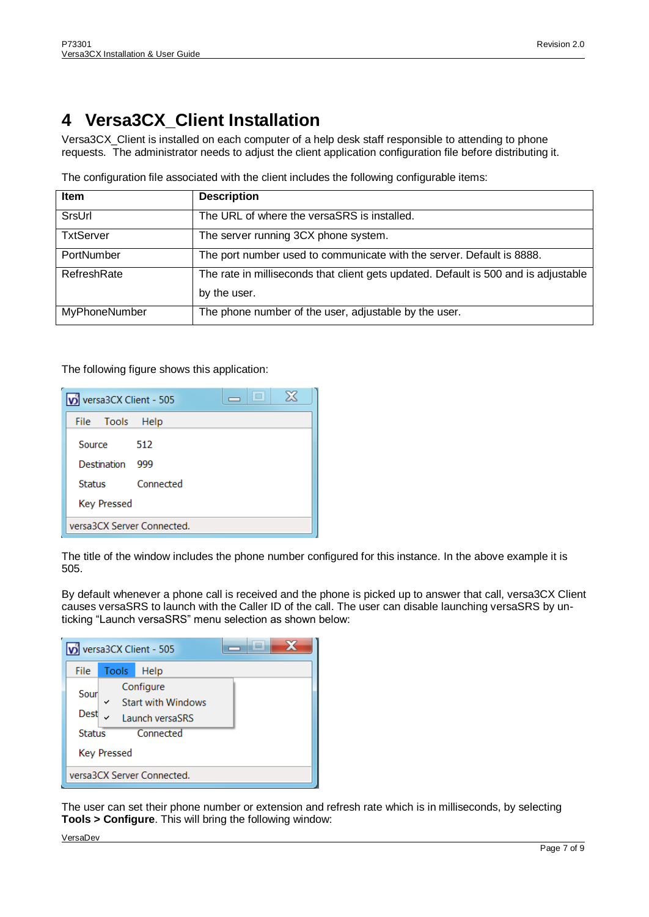# 4 Versa3CX_Client Installation

Versa3CX_Client is installed on each computer of a help desk staff responsible to attending to phone requests. The administrator needs to adjust the client application configuration file before distributing it.

The configuration file associated with the client includes the following configurable items:

| Item | Description |
| --- | --- |
| SrsUrl | The URL of where the versaSRS is installed. |
| TxtServer | The server running 3CX phone system. |
| PortNumber | The port number used to communicate with the server. Default is 8888. |
| RefreshRate | The rate in milliseconds that client gets updated. Default is 500 and is adjustable by the user. |
| MyPhoneNumber | The phone number of the user, adjustable by the user. |

The following figure shows this application:

The title of the window includes the phone number configured for this instance. In the above example it is 505.

By default whenever a phone call is received and the phone is picked up to answer that call, versa3CX Client causes versaSRS to launch with the Caller ID of the call. The user can disable launching versaSRS by un-ticking “Launch versaSRS” menu selection as shown below:

The user can set their phone number or extension and refresh rate which is in milliseconds, by selecting **Tools > Configure**. This will bring the following window: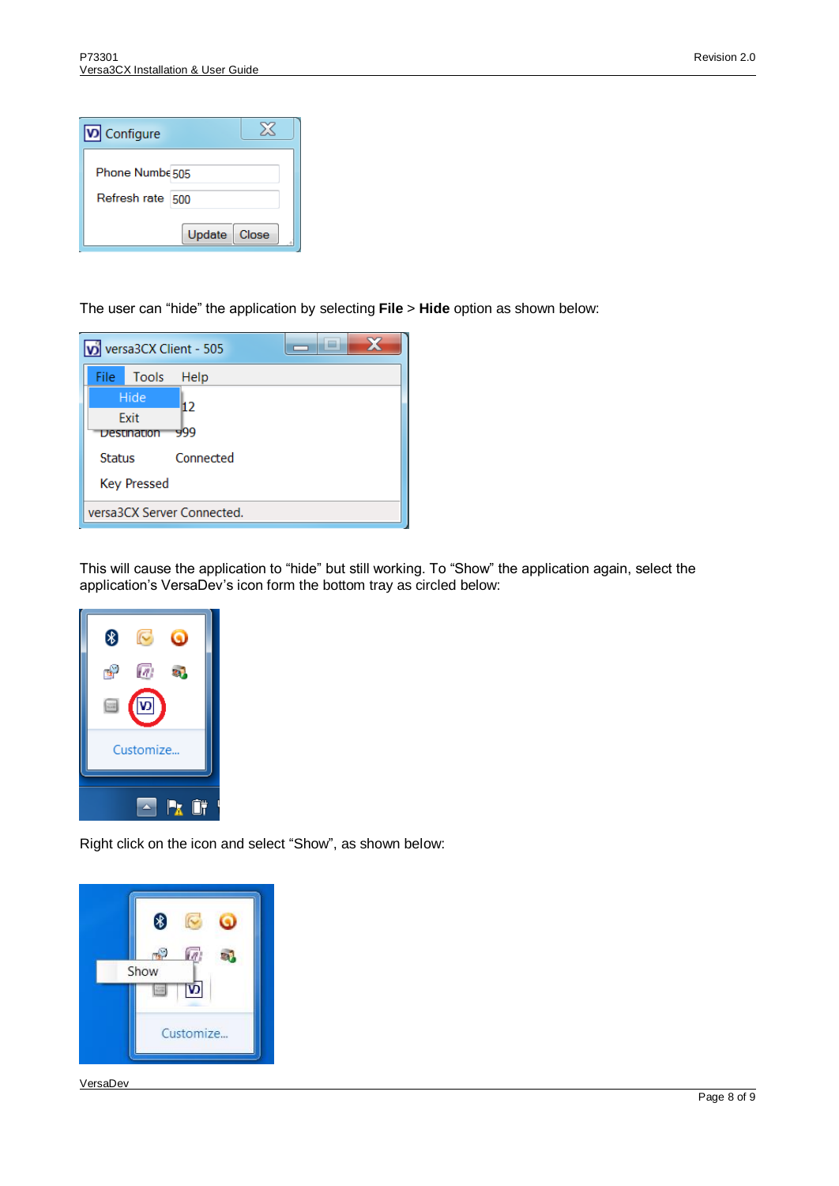The user can “hide” the application by selecting **File** > **Hide** option as shown below:

This will cause the application to “hide” but still working. To “Show” the application again, select the application’s VersaDev’s icon form the bottom tray as circled below:

Right click on the icon and select “Show”, as shown below: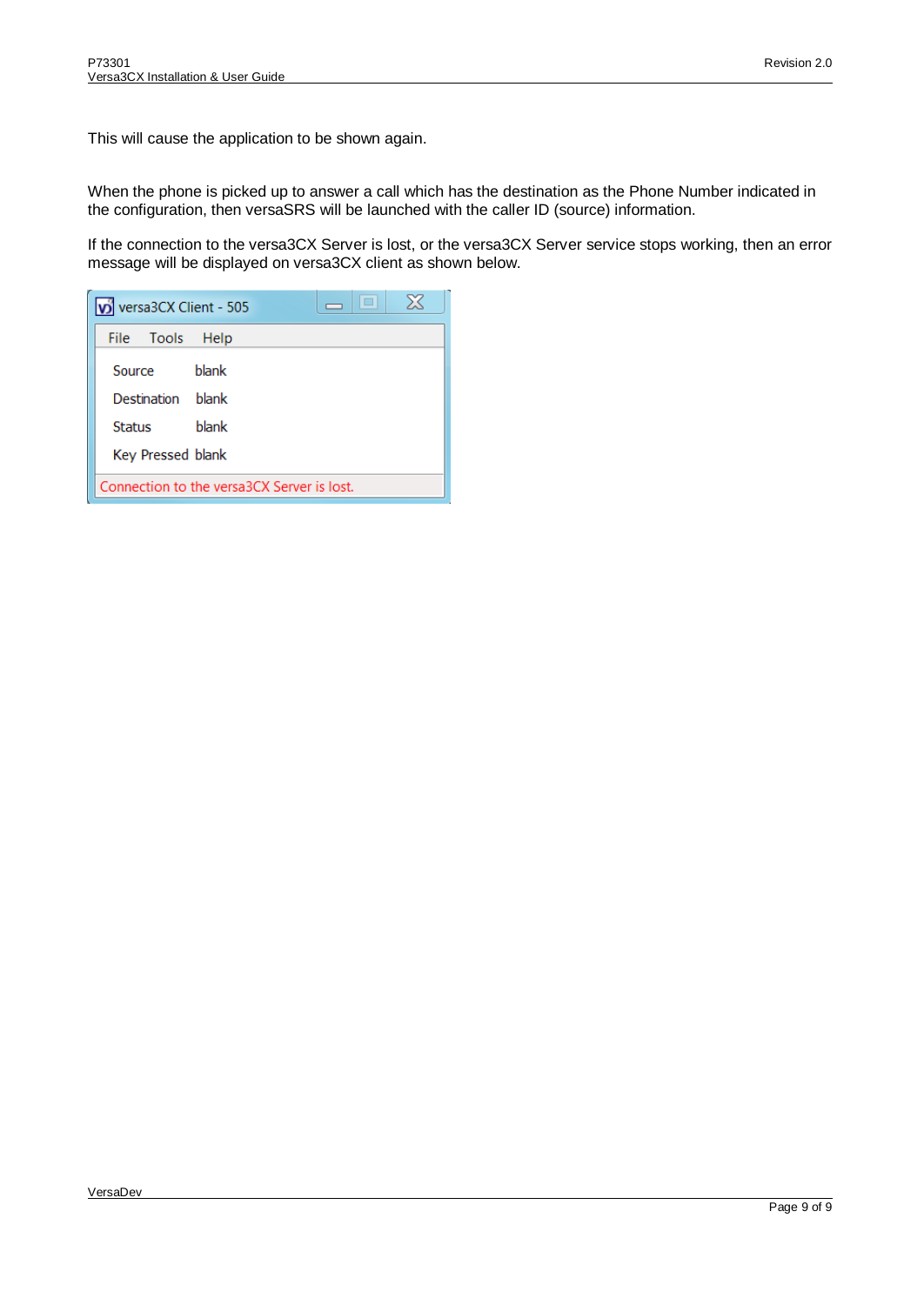This will cause the application to be shown again.

When the phone is picked up to answer a call which has the destination as the Phone Number indicated in the configuration, then versaSRS will be launched with the caller ID (source) information.

If the connection to the versa3CX Server is lost, or the versa3CX Server service stops working, then an error message will be displayed on versa3CX client as shown below.